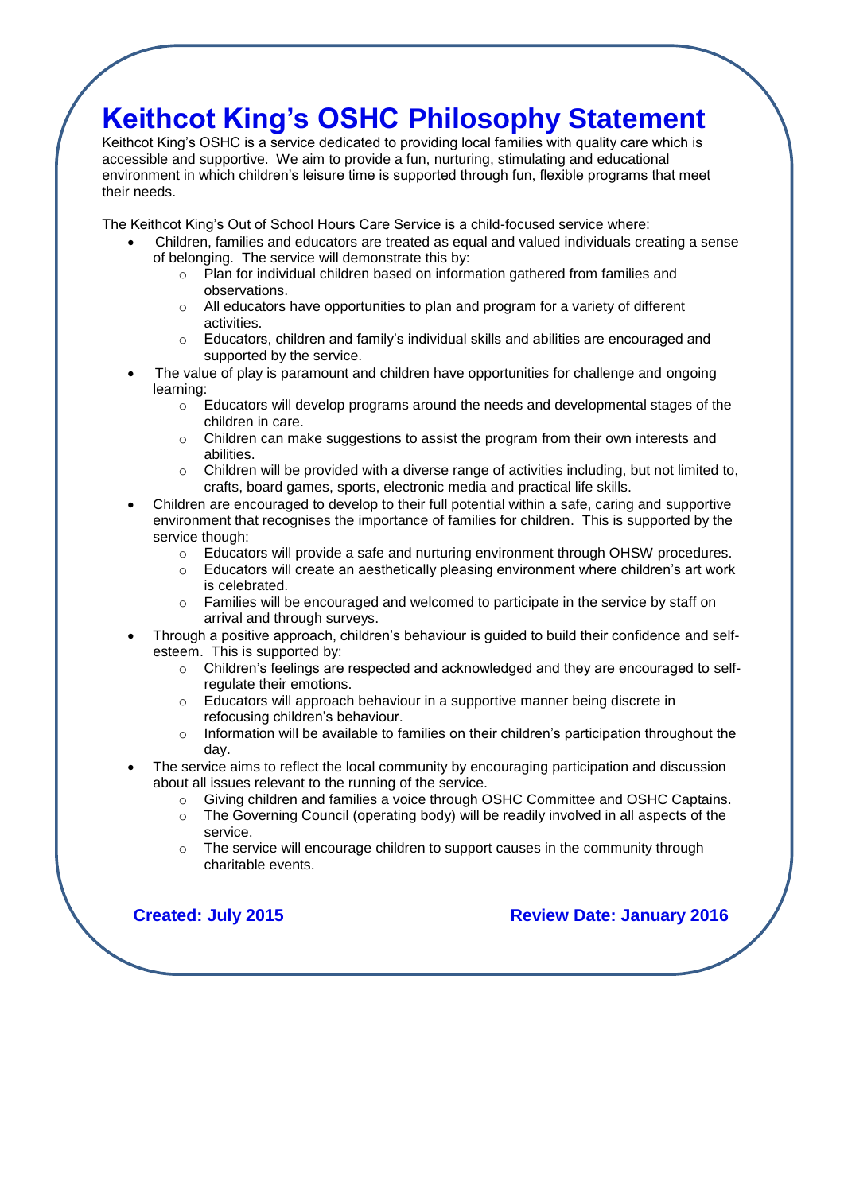# Keithcot King's OSHC Philosophy Statement

Keithcot King's OSHC is a service dedicated to providing local families with quality care which is accessible and supportive. We aim to provide a fun, nurturing, stimulating and educational environment in which children's leisure time is supported through fun, flexible programs that meet their needs.

The Keithcot King's Out of School Hours Care Service is a child-focused service where:

- Children, families and educators are treated as equal and valued individuals creating a sense of belonging. The service will demonstrate this by:
  - Plan for individual children based on information gathered from families and observations.
  - All educators have opportunities to plan and program for a variety of different activities.
  - Educators, children and family's individual skills and abilities are encouraged and supported by the service.
- The value of play is paramount and children have opportunities for challenge and ongoing learning:
  - Educators will develop programs around the needs and developmental stages of the children in care.
  - Children can make suggestions to assist the program from their own interests and abilities.
  - Children will be provided with a diverse range of activities including, but not limited to, crafts, board games, sports, electronic media and practical life skills.
- Children are encouraged to develop to their full potential within a safe, caring and supportive environment that recognises the importance of families for children. This is supported by the service though:
  - Educators will provide a safe and nurturing environment through OHSW procedures.
  - Educators will create an aesthetically pleasing environment where children's art work is celebrated.
  - Families will be encouraged and welcomed to participate in the service by staff on arrival and through surveys.
- Through a positive approach, children's behaviour is guided to build their confidence and self-esteem. This is supported by:
  - Children's feelings are respected and acknowledged and they are encouraged to self-regulate their emotions.
  - Educators will approach behaviour in a supportive manner being discrete in refocusing children's behaviour.
  - Information will be available to families on their children's participation throughout the day.
- The service aims to reflect the local community by encouraging participation and discussion about all issues relevant to the running of the service.
  - Giving children and families a voice through OSHC Committee and OSHC Captains.
  - The Governing Council (operating body) will be readily involved in all aspects of the service.
  - The service will encourage children to support causes in the community through charitable events.

**Created: July 2015** **Review Date: January 2016**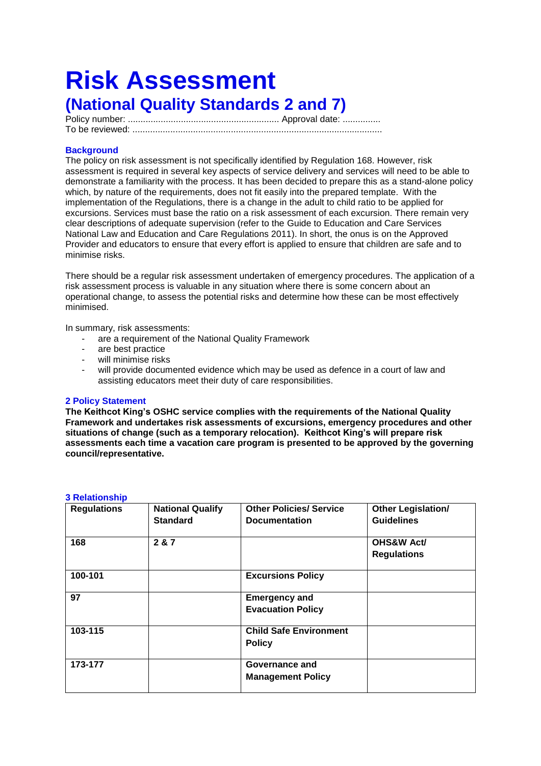# Risk Assessment

## (National Quality Standards 2 and 7)

Policy number: ............................................................ Approval date: ...............
To be reviewed: ..................................................................................................

### Background

The policy on risk assessment is not specifically identified by Regulation 168. However, risk assessment is required in several key aspects of service delivery and services will need to be able to demonstrate a familiarity with the process. It has been decided to prepare this as a stand-alone policy which, by nature of the requirements, does not fit easily into the prepared template. With the implementation of the Regulations, there is a change in the adult to child ratio to be applied for excursions. Services must base the ratio on a risk assessment of each excursion. There remain very clear descriptions of adequate supervision (refer to the Guide to Education and Care Services National Law and Education and Care Regulations 2011). In short, the onus is on the Approved Provider and educators to ensure that every effort is applied to ensure that children are safe and to minimise risks.

There should be a regular risk assessment undertaken of emergency procedures. The application of a risk assessment process is valuable in any situation where there is some concern about an operational change, to assess the potential risks and determine how these can be most effectively minimised.

In summary, risk assessments:

- are a requirement of the National Quality Framework
- are best practice
- will minimise risks
- will provide documented evidence which may be used as defence in a court of law and assisting educators meet their duty of care responsibilities.

### 2 Policy Statement

**The Keithcot King's OSHC service complies with the requirements of the National Quality Framework and undertakes risk assessments of excursions, emergency procedures and other situations of change (such as a temporary relocation). Keithcot King's will prepare risk assessments each time a vacation care program is presented to be approved by the governing council/representative.**

### 3 Relationship

| Regulations | National Qualify Standard | Other Policies/ Service Documentation | Other Legislation/ Guidelines |
|---|---|---|---|
| **168** | **2 & 7** | | **OHS&W Act/ Regulations** |
| **100-101** | | **Excursions Policy** | |
| **97** | | **Emergency and Evacuation Policy** | |
| **103-115** | | **Child Safe Environment Policy** | |
| **173-177** | | **Governance and Management Policy** | |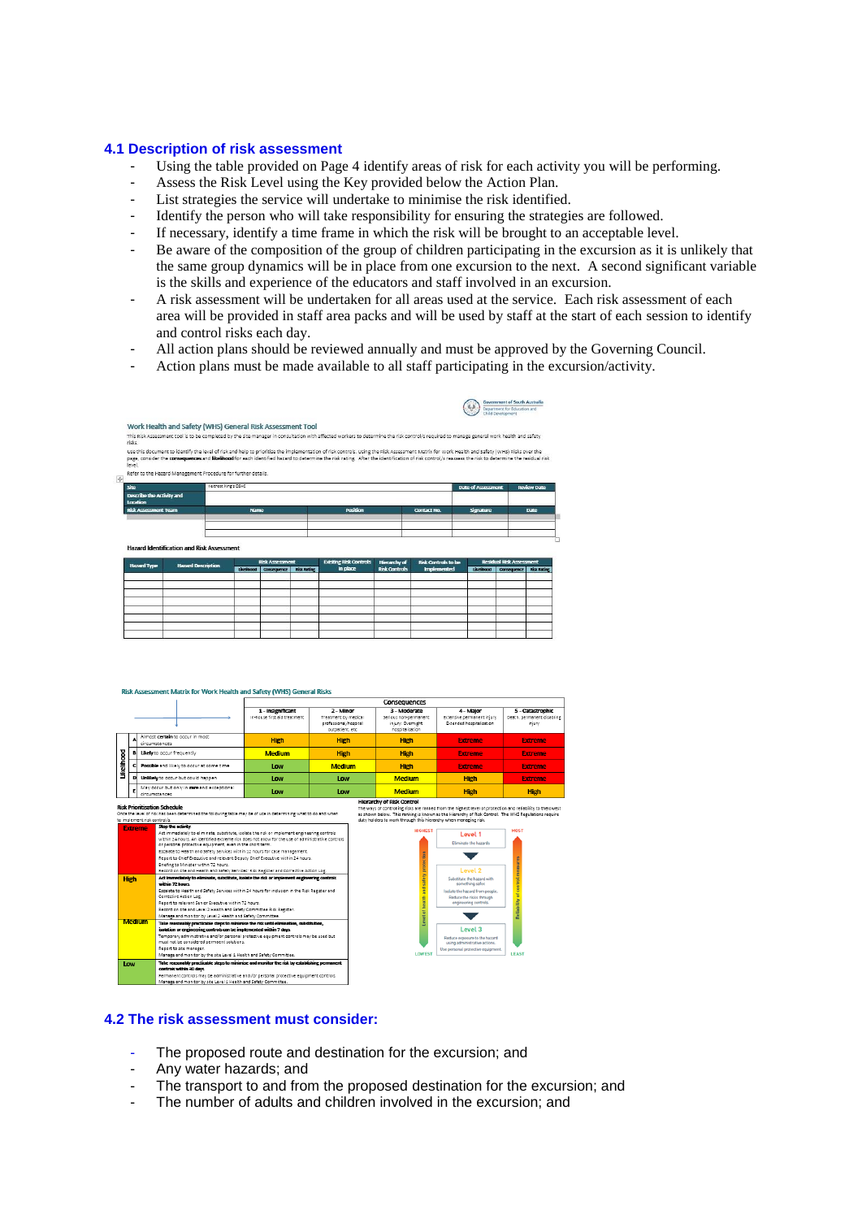## 4.1 Description of risk assessment

- Using the table provided on Page 4 identify areas of risk for each activity you will be performing.
- Assess the Risk Level using the Key provided below the Action Plan.
- List strategies the service will undertake to minimise the risk identified.
- Identify the person who will take responsibility for ensuring the strategies are followed.
- If necessary, identify a time frame in which the risk will be brought to an acceptable level.
- Be aware of the composition of the group of children participating in the excursion as it is unlikely that the same group dynamics will be in place from one excursion to the next. A second significant variable is the skills and experience of the educators and staff involved in an excursion.
- A risk assessment will be undertaken for all areas used at the service. Each risk assessment of each area will be provided in staff area packs and will be used by staff at the start of each session to identify and control risks each day.
- All action plans should be reviewed annually and must be approved by the Governing Council.
- Action plans must be made available to all staff participating in the excursion/activity.

Government of South Australia
Department for Education and Child Development

**Work Health and Safety (WHS) General Risk Assessment Tool**

This Risk Assessment tool is to be completed by the site manager in consultation with affected workers to determine the risk control/s required to manage general work health and safety risks.

Use this document to identify the level of risk and help to prioritise the implementation of risk controls. Using the Risk Assessment Matrix for Work Health and Safety (WHS) Risks over the page, consider the **consequences** and **likelihood** for each identified hazard to determine the risk rating. After the identification of risk control/s reassess the risk to determine the residual risk level.

Refer to the Hazard Management Procedure for further details.

| Site | Kadina Kings CEHC | | | Date of Assessment | Review Date |
|---|---|---|---|---|---|
| Describe the Activity and Location | | | | | |
| Risk Assessment Team | Name | Position | Contact No. | Signature | Date |
| | | | | | |
| | | | | | |
| | | | | | |

**Hazard Identification and Risk Assessment**

| Hazard Type | Hazard Description | Risk Assessment | | | Existing Risk Controls in place | Hierarchy of Risk Controls | Risk Controls to be Implemented | Residual Risk Assessment | | |
|---|---|---|---|---|---|---|---|---|---|---|
| | | Likelihood | Consequence | Risk Rating | | | | Likelihood | Consequence | Risk Rating |
| | | | | | | | | | | |
| | | | | | | | | | | |
| | | | | | | | | | | |
| | | | | | | | | | | |
| | | | | | | | | | | |
| | | | | | | | | | | |
| | | | | | | | | | | |
| | | | | | | | | | | |
| | | | | | | | | | | |

**Risk Assessment Matrix for Work Health and Safety (WHS) General Risks**

| Likelihood | 1 – Insignificant (In-house first aid treatment) | 2 – Minor (Treatment by medical professional/hospital outpatient, etc) | 3 – Moderate (Serious non-permanent injury. Overnight hospitalisation) | 4 – Major (Extensive permanent injury. Extended hospitalisation) | 5 – Catastrophic (Death, permanent disabling injury) |
|---|---|---|---|---|---|
| A – Almost **certain** to occur in most circumstances | High | High | High | Extreme | Extreme |
| B – **Likely** to occur frequently | Medium | High | High | Extreme | Extreme |
| C – **Possible** and likely to occur at some time | Low | Medium | High | Extreme | Extreme |
| D – **Unlikely** to occur but could happen | Low | Low | Medium | High | Extreme |
| E – May occur but only in **rare** and exceptional circumstances | Low | Low | Medium | High | High |

**Risk Prioritisation Schedule**

Once the level of risk has been determined the following table may be of use in determining what to do and when to implement risk controls

| Level | Action |
|---|---|
| Extreme | **Stop the activity.** Act immediately to eliminate, substitute, isolate the risk or implement engineering controls within 24 hours. An identified extreme risk does not allow for the use of administrative controls or personal protective equipment, even in the short term. Escalate to Health and Safety Services within 24 hours for case management. Report to Chief Executive and relevant Deputy Chief Executive within 24 hours. Briefing to Minister within 72 hours. Record on site and Health and Safety Services' Risk Register and Corrective Action Log. |
| High | **Act immediately to eliminate, substitute, isolate the risk or implement engineering controls within 72 hours.** Escalate to Health and Safety Services within 24 hours for inclusion in the Risk Register and Corrective Action Log. Report to relevant Senior Executive within 72 hours. Record on site and Level 2 Health and Safety Committee Risk Register. Manage and monitor by Level 2 Health and Safety Committee. |
| Medium | **Take reasonably practicable steps to minimise the risk until elimination, substitution, isolation or engineering controls can be implemented within 7 days.** Temporary administrative and/or personal protective equipment controls may be used but must not be considered permanent solutions. Report to site manager. Manage and monitor by the site Level 1 Health and Safety Committee. |
| Low | **Take reasonably practicable steps to minimise and monitor the risk by establishing permanent controls within 30 days.** Permanent controls may be administrative and/or personal protective equipment controls. Manage and monitor by site Level 1 Health and Safety Committee. |

**Hierarchy of Risk Control**

The ways of controlling risks are ranked from the highest level of protection and reliability to the lowest as shown below. This ranking is known as the Hierarchy of Risk Control. The WHS Regulations require duty holders to work through this hierarchy when managing risk.

- HIGHEST / MOST
- Level 1: Eliminate the hazards
- Level 2: Substitute the hazard with something safer. Isolate the hazard from people. Reduce the risks through engineering controls.
- Level 3: Reduce exposure to the hazard using administrative actions. Use personal protective equipment.
- LOWEST / LEAST

(Level of health and safety protection; Reliability of control measures)

## 4.2 The risk assessment must consider:

- The proposed route and destination for the excursion; and
- Any water hazards; and
- The transport to and from the proposed destination for the excursion; and
- The number of adults and children involved in the excursion; and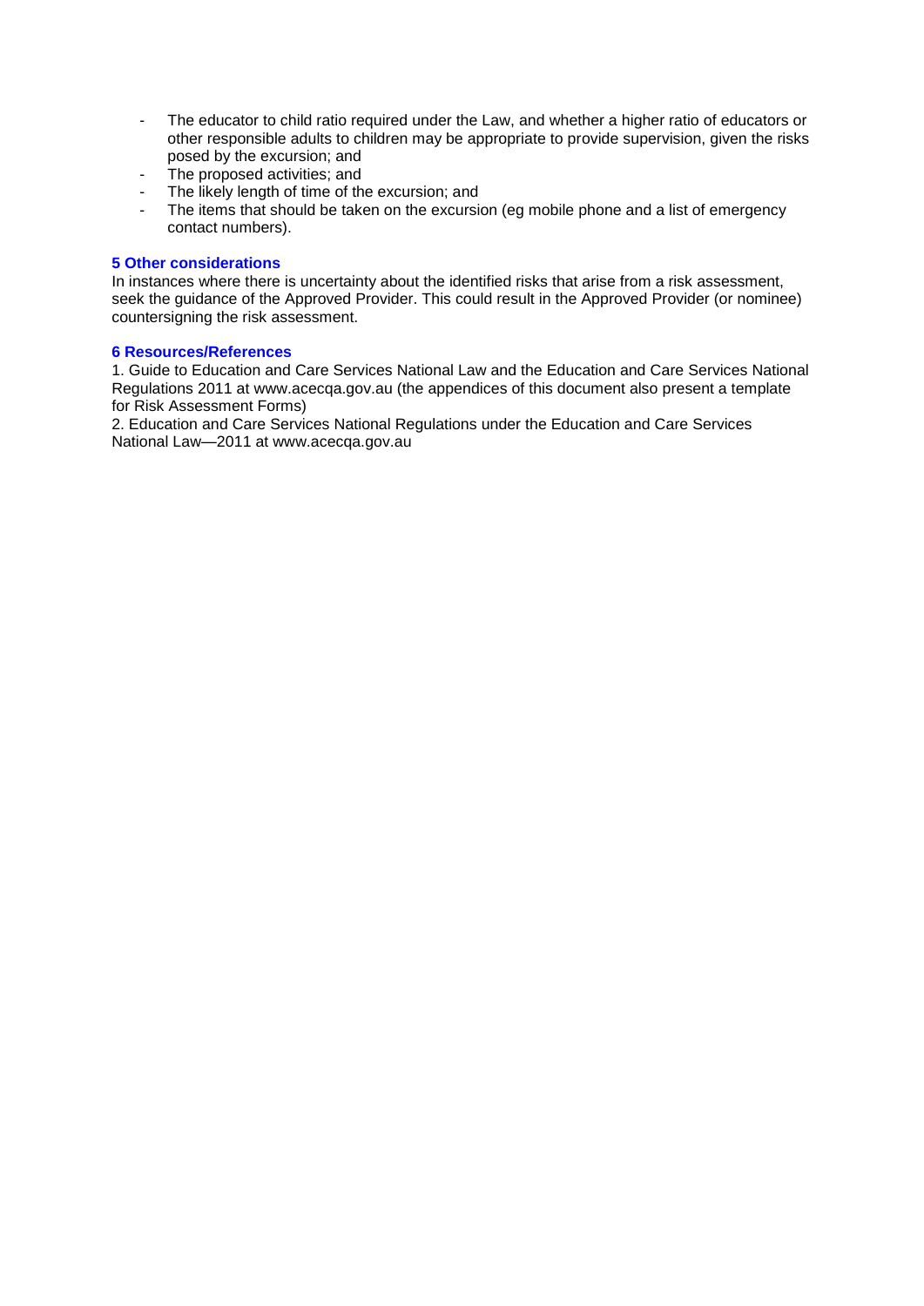- The educator to child ratio required under the Law, and whether a higher ratio of educators or other responsible adults to children may be appropriate to provide supervision, given the risks posed by the excursion; and
- The proposed activities; and
- The likely length of time of the excursion; and
- The items that should be taken on the excursion (eg mobile phone and a list of emergency contact numbers).

### 5 Other considerations

In instances where there is uncertainty about the identified risks that arise from a risk assessment, seek the guidance of the Approved Provider. This could result in the Approved Provider (or nominee) countersigning the risk assessment.

### 6 Resources/References

1. Guide to Education and Care Services National Law and the Education and Care Services National Regulations 2011 at www.acecqa.gov.au (the appendices of this document also present a template for Risk Assessment Forms)
2. Education and Care Services National Regulations under the Education and Care Services National Law—2011 at www.acecqa.gov.au